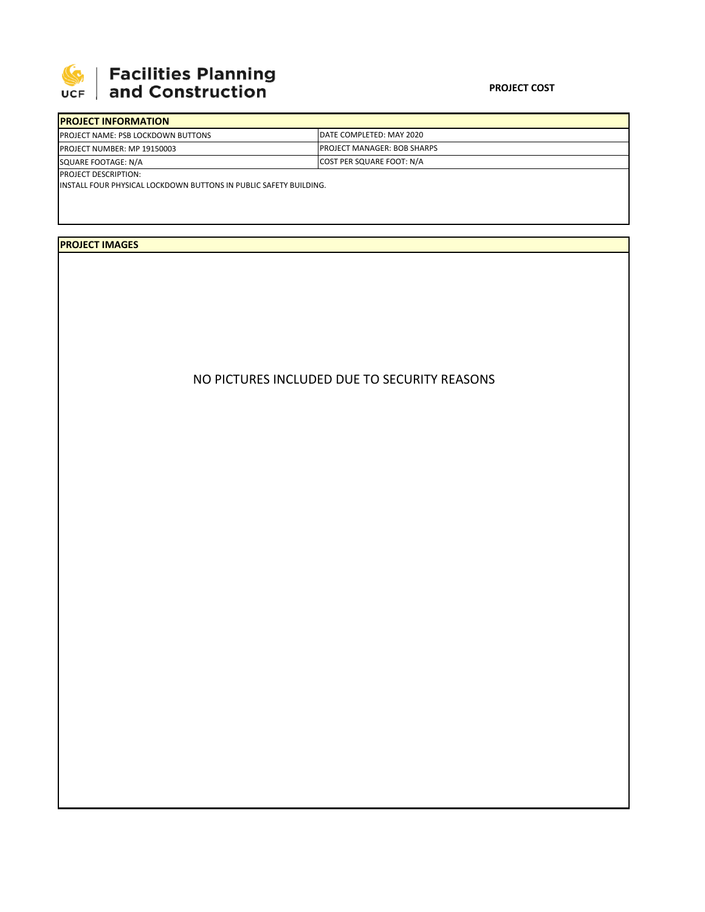# Facilities Planning and Construction

**PROJECT COST**

## PROJECT INFORMATION

| PROJECT NAME: PSB LOCKDOWN BUTTONS | DATE COMPLETED: MAY 2020 |
|---|---|
| PROJECT NUMBER: MP 19150003 | PROJECT MANAGER: BOB SHARPS |
| SQUARE FOOTAGE: N/A | COST PER SQUARE FOOT: N/A |

PROJECT DESCRIPTION:

INSTALL FOUR PHYSICAL LOCKDOWN BUTTONS IN PUBLIC SAFETY BUILDING.

## PROJECT IMAGES

NO PICTURES INCLUDED DUE TO SECURITY REASONS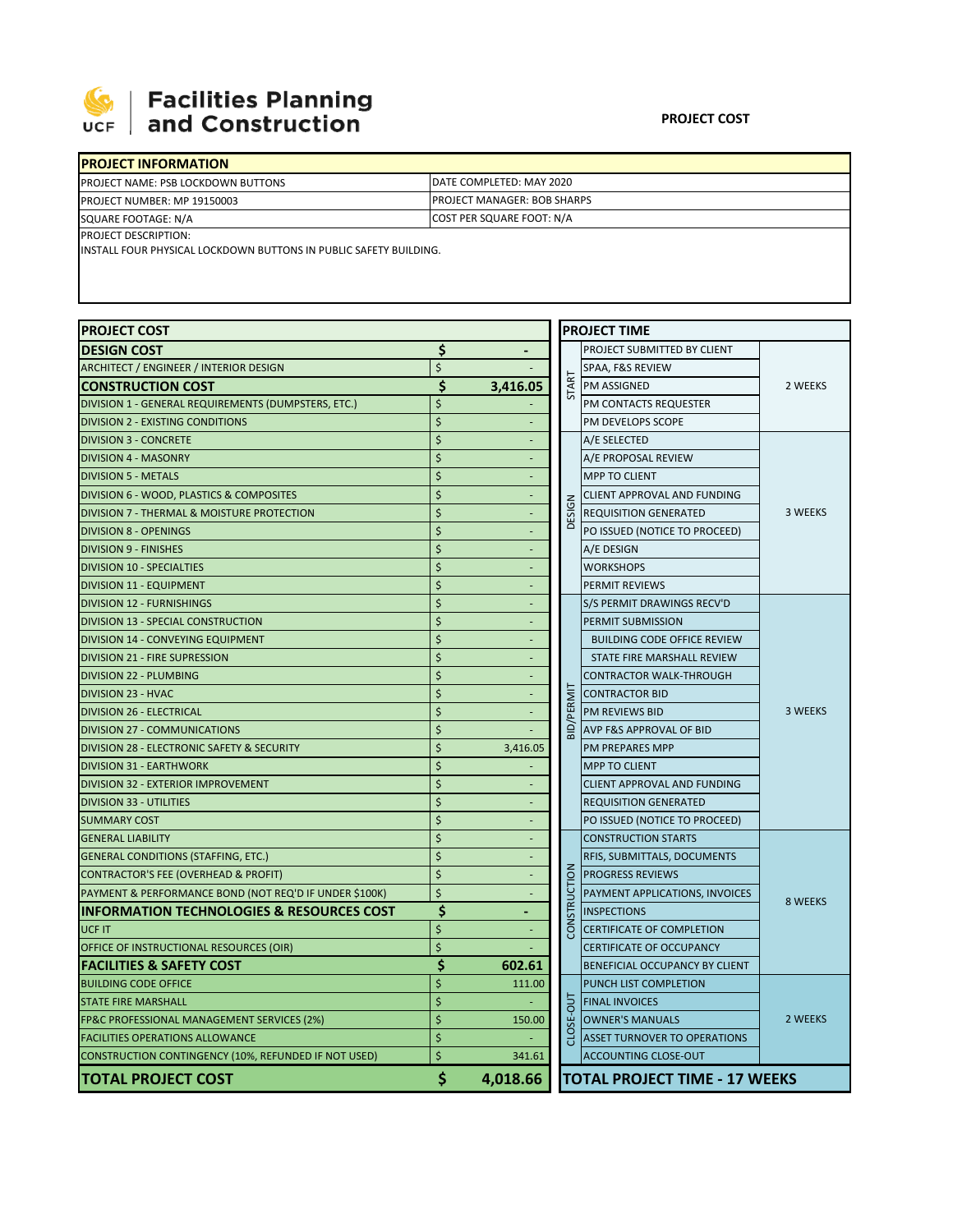**UCF | Facilities Planning and Construction**

**PROJECT COST**

| PROJECT INFORMATION | |
|---|---|
| PROJECT NAME: PSB LOCKDOWN BUTTONS | DATE COMPLETED: MAY 2020 |
| PROJECT NUMBER: MP 19150003 | PROJECT MANAGER: BOB SHARPS |
| SQUARE FOOTAGE: N/A | COST PER SQUARE FOOT: N/A |

PROJECT DESCRIPTION:
INSTALL FOUR PHYSICAL LOCKDOWN BUTTONS IN PUBLIC SAFETY BUILDING.

| PROJECT COST | |
|---|---|
| **DESIGN COST** | **$ -** |
| ARCHITECT / ENGINEER / INTERIOR DESIGN | $ - |
| **CONSTRUCTION COST** | **$ 3,416.05** |
| DIVISION 1 - GENERAL REQUIREMENTS (DUMPSTERS, ETC.) | $ - |
| DIVISION 2 - EXISTING CONDITIONS | $ - |
| DIVISION 3 - CONCRETE | $ - |
| DIVISION 4 - MASONRY | $ - |
| DIVISION 5 - METALS | $ - |
| DIVISION 6 - WOOD, PLASTICS & COMPOSITES | $ - |
| DIVISION 7 - THERMAL & MOISTURE PROTECTION | $ - |
| DIVISION 8 - OPENINGS | $ - |
| DIVISION 9 - FINISHES | $ - |
| DIVISION 10 - SPECIALTIES | $ - |
| DIVISION 11 - EQUIPMENT | $ - |
| DIVISION 12 - FURNISHINGS | $ - |
| DIVISION 13 - SPECIAL CONSTRUCTION | $ - |
| DIVISION 14 - CONVEYING EQUIPMENT | $ - |
| DIVISION 21 - FIRE SUPRESSION | $ - |
| DIVISION 22 - PLUMBING | $ - |
| DIVISION 23 - HVAC | $ - |
| DIVISION 26 - ELECTRICAL | $ - |
| DIVISION 27 - COMMUNICATIONS | $ - |
| DIVISION 28 - ELECTRONIC SAFETY & SECURITY | $ 3,416.05 |
| DIVISION 31 - EARTHWORK | $ - |
| DIVISION 32 - EXTERIOR IMPROVEMENT | $ - |
| DIVISION 33 - UTILITIES | $ - |
| SUMMARY COST | $ - |
| GENERAL LIABILITY | $ - |
| GENERAL CONDITIONS (STAFFING, ETC.) | $ - |
| CONTRACTOR'S FEE (OVERHEAD & PROFIT) | $ - |
| PAYMENT & PERFORMANCE BOND (NOT REQ'D IF UNDER $100K) | $ - |
| **INFORMATION TECHNOLOGIES & RESOURCES COST** | **$ -** |
| UCF IT | $ - |
| OFFICE OF INSTRUCTIONAL RESOURCES (OIR) | $ - |
| **FACILITIES & SAFETY COST** | **$ 602.61** |
| BUILDING CODE OFFICE | $ 111.00 |
| STATE FIRE MARSHALL | $ - |
| FP&C PROFESSIONAL MANAGEMENT SERVICES (2%) | $ 150.00 |
| FACILITIES OPERATIONS ALLOWANCE | $ - |
| CONSTRUCTION CONTINGENCY (10%, REFUNDED IF NOT USED) | $ 341.61 |
| **TOTAL PROJECT COST** | **$ 4,018.66** |

| PROJECT TIME | | |
|---|---|---|
| START | PROJECT SUBMITTED BY CLIENT | 2 WEEKS |
| | SPAA, F&S REVIEW | |
| | PM ASSIGNED | |
| | PM CONTACTS REQUESTER | |
| | PM DEVELOPS SCOPE | |
| DESIGN | A/E SELECTED | 3 WEEKS |
| | A/E PROPOSAL REVIEW | |
| | MPP TO CLIENT | |
| | CLIENT APPROVAL AND FUNDING | |
| | REQUISITION GENERATED | |
| | PO ISSUED (NOTICE TO PROCEED) | |
| | A/E DESIGN | |
| | WORKSHOPS | |
| | PERMIT REVIEWS | |
| BID/PERMIT | S/S PERMIT DRAWINGS RECV'D | 3 WEEKS |
| | PERMIT SUBMISSION | |
| | BUILDING CODE OFFICE REVIEW | |
| | STATE FIRE MARSHALL REVIEW | |
| | CONTRACTOR WALK-THROUGH | |
| | CONTRACTOR BID | |
| | PM REVIEWS BID | |
| | AVP F&S APPROVAL OF BID | |
| | PM PREPARES MPP | |
| | MPP TO CLIENT | |
| | CLIENT APPROVAL AND FUNDING | |
| | REQUISITION GENERATED | |
| | PO ISSUED (NOTICE TO PROCEED) | |
| CONSTRUCTION | CONSTRUCTION STARTS | 8 WEEKS |
| | RFIS, SUBMITTALS, DOCUMENTS | |
| | PROGRESS REVIEWS | |
| | PAYMENT APPLICATIONS, INVOICES | |
| | INSPECTIONS | |
| | CERTIFICATE OF COMPLETION | |
| | CERTIFICATE OF OCCUPANCY | |
| | BENEFICIAL OCCUPANCY BY CLIENT | |
| CLOSE-OUT | PUNCH LIST COMPLETION | 2 WEEKS |
| | FINAL INVOICES | |
| | OWNER'S MANUALS | |
| | ASSET TURNOVER TO OPERATIONS | |
| | ACCOUNTING CLOSE-OUT | |
| **TOTAL PROJECT TIME - 17 WEEKS** | | |